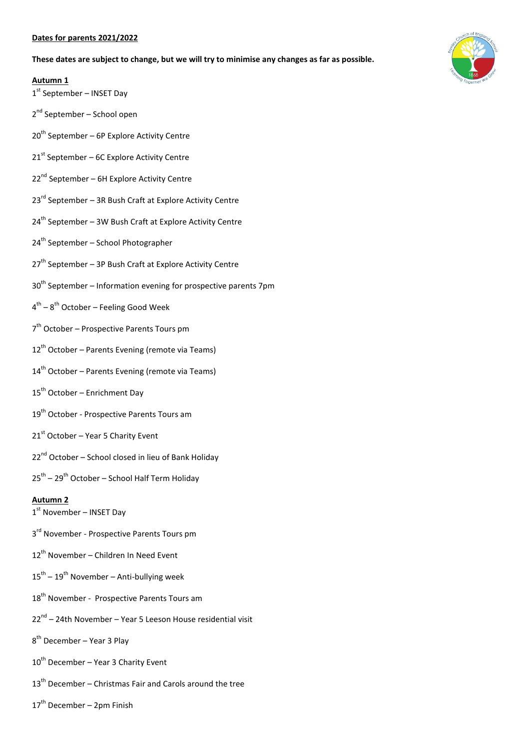**Dates for parents 2021/2022**

**These dates are subject to change, but we will try to minimise any changes as far as possible.**

**Autumn 1**

1st September – INSET Day

2nd September – School open

20th September – 6P Explore Activity Centre

21st September – 6C Explore Activity Centre

22nd September – 6H Explore Activity Centre

23rd September – 3R Bush Craft at Explore Activity Centre

24th September – 3W Bush Craft at Explore Activity Centre

24th September – School Photographer

27th September – 3P Bush Craft at Explore Activity Centre

30th September – Information evening for prospective parents 7pm

4th – 8th October – Feeling Good Week

7th October – Prospective Parents Tours pm

12th October – Parents Evening (remote via Teams)

14th October – Parents Evening (remote via Teams)

15th October – Enrichment Day

19th October - Prospective Parents Tours am

21st October – Year 5 Charity Event

22nd October – School closed in lieu of Bank Holiday

25th – 29th October – School Half Term Holiday

**Autumn 2**

1st November – INSET Day

3rd November - Prospective Parents Tours pm

12th November – Children In Need Event

15th – 19th November – Anti-bullying week

18th November - Prospective Parents Tours am

22nd – 24th November – Year 5 Leeson House residential visit

8th December – Year 3 Play

10th December – Year 3 Charity Event

13th December – Christmas Fair and Carols around the tree

17th December – 2pm Finish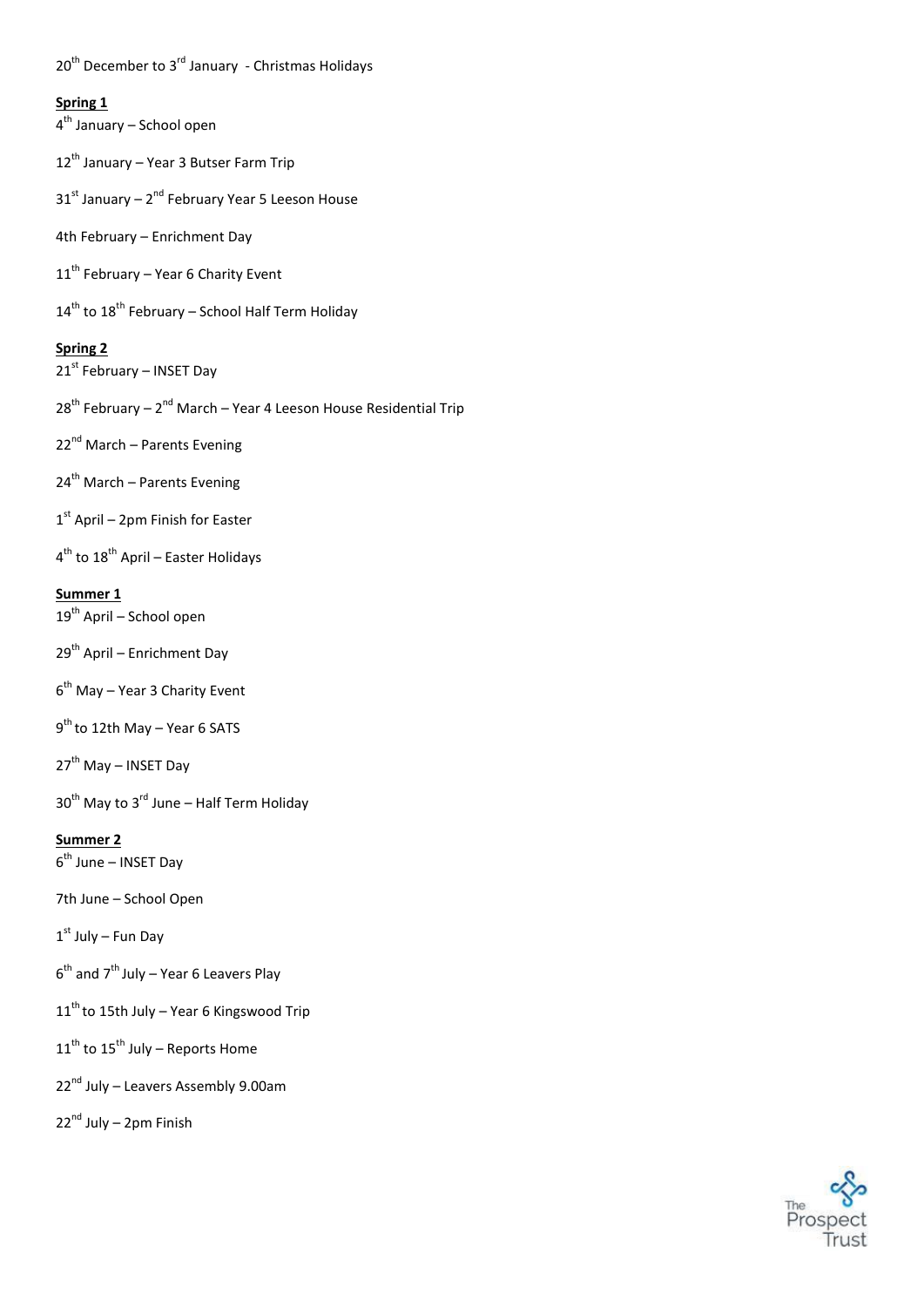20th December to 3rd January - Christmas Holidays

**Spring 1**

4th January – School open

12th January – Year 3 Butser Farm Trip

31st January – 2nd February Year 5 Leeson House

4th February – Enrichment Day

11th February – Year 6 Charity Event

14th to 18th February – School Half Term Holiday

**Spring 2**

21st February – INSET Day

28th February – 2nd March – Year 4 Leeson House Residential Trip

22nd March – Parents Evening

24th March – Parents Evening

1st April – 2pm Finish for Easter

4th to 18th April – Easter Holidays

**Summer 1**

19th April – School open

29th April – Enrichment Day

6th May – Year 3 Charity Event

9th to 12th May – Year 6 SATS

27th May – INSET Day

30th May to 3rd June – Half Term Holiday

**Summer 2**

6th June – INSET Day

7th June – School Open

1st July – Fun Day

6th and 7th July – Year 6 Leavers Play

11th to 15th July – Year 6 Kingswood Trip

11th to 15th July – Reports Home

22nd July – Leavers Assembly 9.00am

22nd July – 2pm Finish

The Prospect Trust